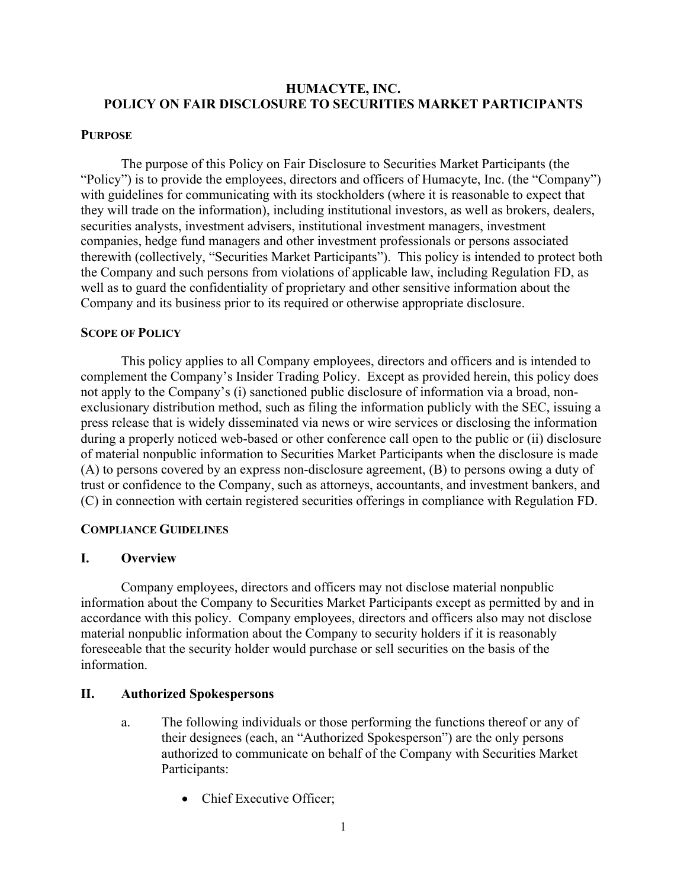# HUMACYTE, INC.
# POLICY ON FAIR DISCLOSURE TO SECURITIES MARKET PARTICIPANTS

## PURPOSE

The purpose of this Policy on Fair Disclosure to Securities Market Participants (the "Policy") is to provide the employees, directors and officers of Humacyte, Inc. (the "Company") with guidelines for communicating with its stockholders (where it is reasonable to expect that they will trade on the information), including institutional investors, as well as brokers, dealers, securities analysts, investment advisers, institutional investment managers, investment companies, hedge fund managers and other investment professionals or persons associated therewith (collectively, "Securities Market Participants"). This policy is intended to protect both the Company and such persons from violations of applicable law, including Regulation FD, as well as to guard the confidentiality of proprietary and other sensitive information about the Company and its business prior to its required or otherwise appropriate disclosure.

## SCOPE OF POLICY

This policy applies to all Company employees, directors and officers and is intended to complement the Company's Insider Trading Policy. Except as provided herein, this policy does not apply to the Company's (i) sanctioned public disclosure of information via a broad, non-exclusionary distribution method, such as filing the information publicly with the SEC, issuing a press release that is widely disseminated via news or wire services or disclosing the information during a properly noticed web-based or other conference call open to the public or (ii) disclosure of material nonpublic information to Securities Market Participants when the disclosure is made (A) to persons covered by an express non-disclosure agreement, (B) to persons owing a duty of trust or confidence to the Company, such as attorneys, accountants, and investment bankers, and (C) in connection with certain registered securities offerings in compliance with Regulation FD.

## COMPLIANCE GUIDELINES

### I. Overview

Company employees, directors and officers may not disclose material nonpublic information about the Company to Securities Market Participants except as permitted by and in accordance with this policy. Company employees, directors and officers also may not disclose material nonpublic information about the Company to security holders if it is reasonably foreseeable that the security holder would purchase or sell securities on the basis of the information.

### II. Authorized Spokespersons

a. The following individuals or those performing the functions thereof or any of their designees (each, an "Authorized Spokesperson") are the only persons authorized to communicate on behalf of the Company with Securities Market Participants:

- Chief Executive Officer;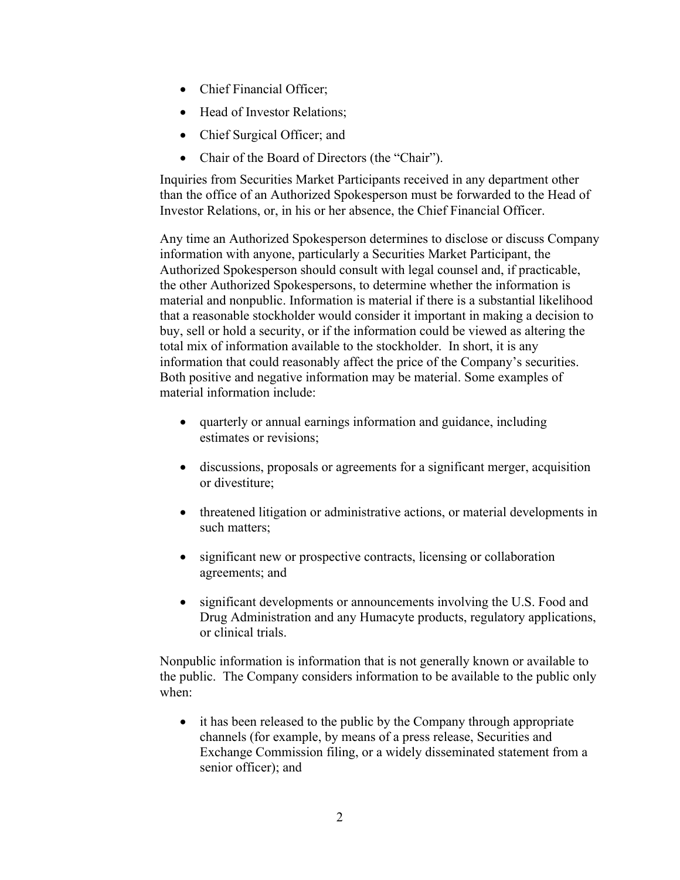- Chief Financial Officer;
- Head of Investor Relations;
- Chief Surgical Officer; and
- Chair of the Board of Directors (the "Chair").

Inquiries from Securities Market Participants received in any department other than the office of an Authorized Spokesperson must be forwarded to the Head of Investor Relations, or, in his or her absence, the Chief Financial Officer.

Any time an Authorized Spokesperson determines to disclose or discuss Company information with anyone, particularly a Securities Market Participant, the Authorized Spokesperson should consult with legal counsel and, if practicable, the other Authorized Spokespersons, to determine whether the information is material and nonpublic. Information is material if there is a substantial likelihood that a reasonable stockholder would consider it important in making a decision to buy, sell or hold a security, or if the information could be viewed as altering the total mix of information available to the stockholder. In short, it is any information that could reasonably affect the price of the Company's securities. Both positive and negative information may be material. Some examples of material information include:

- quarterly or annual earnings information and guidance, including estimates or revisions;
- discussions, proposals or agreements for a significant merger, acquisition or divestiture;
- threatened litigation or administrative actions, or material developments in such matters;
- significant new or prospective contracts, licensing or collaboration agreements; and
- significant developments or announcements involving the U.S. Food and Drug Administration and any Humacyte products, regulatory applications, or clinical trials.

Nonpublic information is information that is not generally known or available to the public. The Company considers information to be available to the public only when:

- it has been released to the public by the Company through appropriate channels (for example, by means of a press release, Securities and Exchange Commission filing, or a widely disseminated statement from a senior officer); and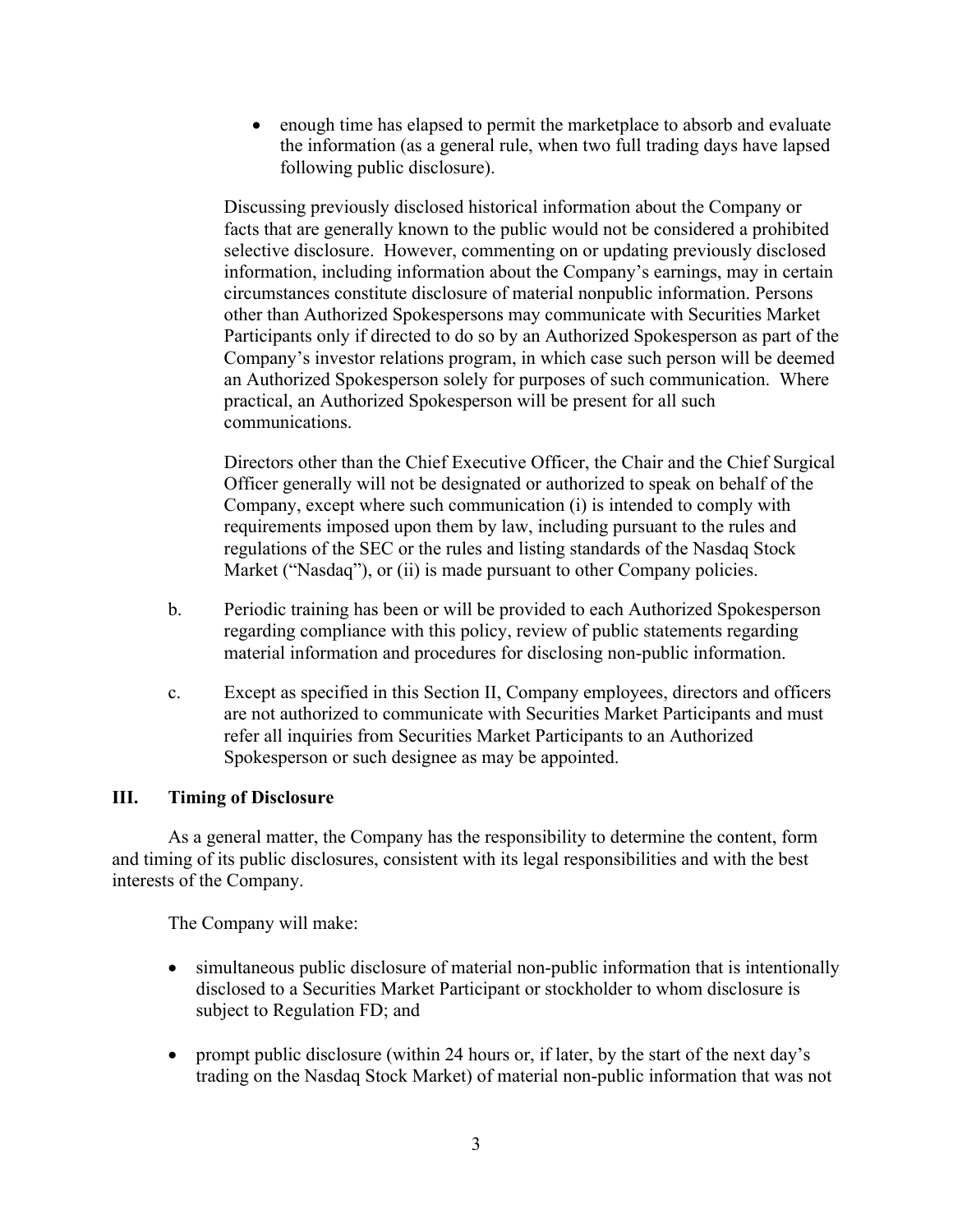- enough time has elapsed to permit the marketplace to absorb and evaluate the information (as a general rule, when two full trading days have lapsed following public disclosure).

Discussing previously disclosed historical information about the Company or facts that are generally known to the public would not be considered a prohibited selective disclosure. However, commenting on or updating previously disclosed information, including information about the Company's earnings, may in certain circumstances constitute disclosure of material nonpublic information. Persons other than Authorized Spokespersons may communicate with Securities Market Participants only if directed to do so by an Authorized Spokesperson as part of the Company's investor relations program, in which case such person will be deemed an Authorized Spokesperson solely for purposes of such communication. Where practical, an Authorized Spokesperson will be present for all such communications.

Directors other than the Chief Executive Officer, the Chair and the Chief Surgical Officer generally will not be designated or authorized to speak on behalf of the Company, except where such communication (i) is intended to comply with requirements imposed upon them by law, including pursuant to the rules and regulations of the SEC or the rules and listing standards of the Nasdaq Stock Market ("Nasdaq"), or (ii) is made pursuant to other Company policies.

b. Periodic training has been or will be provided to each Authorized Spokesperson regarding compliance with this policy, review of public statements regarding material information and procedures for disclosing non-public information.

c. Except as specified in this Section II, Company employees, directors and officers are not authorized to communicate with Securities Market Participants and must refer all inquiries from Securities Market Participants to an Authorized Spokesperson or such designee as may be appointed.

## III. Timing of Disclosure

As a general matter, the Company has the responsibility to determine the content, form and timing of its public disclosures, consistent with its legal responsibilities and with the best interests of the Company.

The Company will make:

- simultaneous public disclosure of material non-public information that is intentionally disclosed to a Securities Market Participant or stockholder to whom disclosure is subject to Regulation FD; and
- prompt public disclosure (within 24 hours or, if later, by the start of the next day's trading on the Nasdaq Stock Market) of material non-public information that was not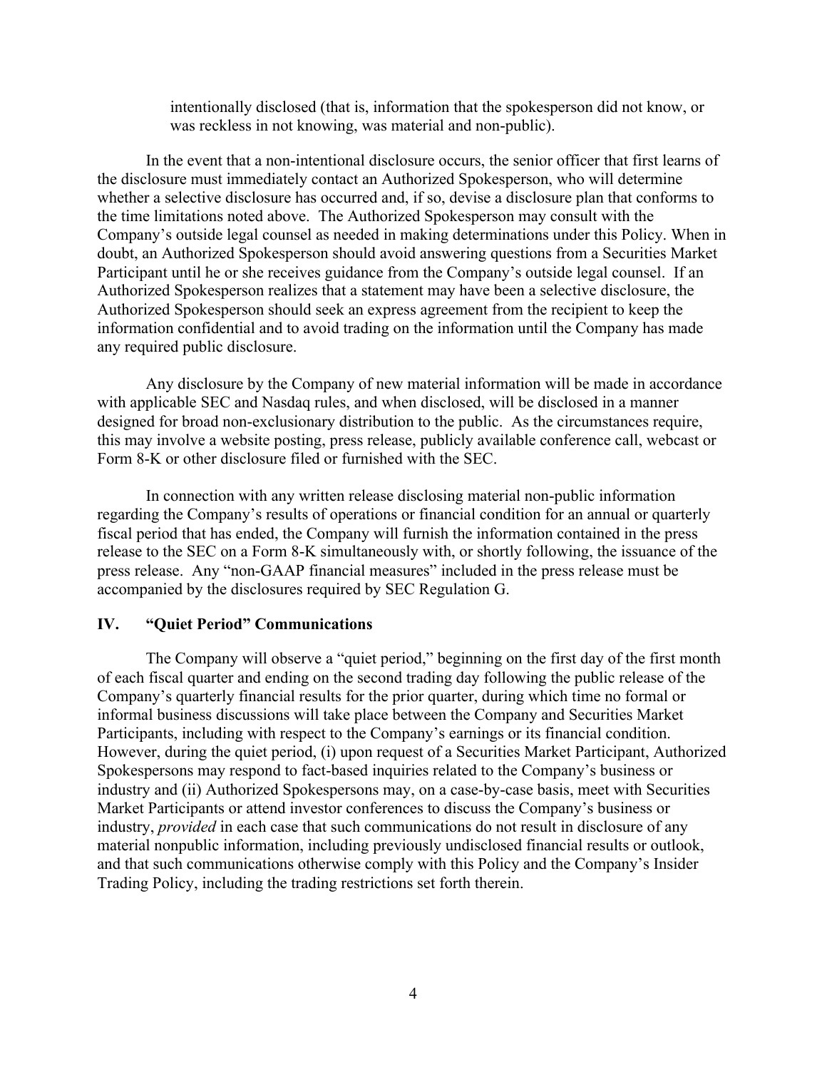intentionally disclosed (that is, information that the spokesperson did not know, or was reckless in not knowing, was material and non-public).

In the event that a non-intentional disclosure occurs, the senior officer that first learns of the disclosure must immediately contact an Authorized Spokesperson, who will determine whether a selective disclosure has occurred and, if so, devise a disclosure plan that conforms to the time limitations noted above. The Authorized Spokesperson may consult with the Company's outside legal counsel as needed in making determinations under this Policy. When in doubt, an Authorized Spokesperson should avoid answering questions from a Securities Market Participant until he or she receives guidance from the Company's outside legal counsel. If an Authorized Spokesperson realizes that a statement may have been a selective disclosure, the Authorized Spokesperson should seek an express agreement from the recipient to keep the information confidential and to avoid trading on the information until the Company has made any required public disclosure.

Any disclosure by the Company of new material information will be made in accordance with applicable SEC and Nasdaq rules, and when disclosed, will be disclosed in a manner designed for broad non-exclusionary distribution to the public. As the circumstances require, this may involve a website posting, press release, publicly available conference call, webcast or Form 8-K or other disclosure filed or furnished with the SEC.

In connection with any written release disclosing material non-public information regarding the Company's results of operations or financial condition for an annual or quarterly fiscal period that has ended, the Company will furnish the information contained in the press release to the SEC on a Form 8-K simultaneously with, or shortly following, the issuance of the press release. Any "non-GAAP financial measures" included in the press release must be accompanied by the disclosures required by SEC Regulation G.

## IV. "Quiet Period" Communications

The Company will observe a "quiet period," beginning on the first day of the first month of each fiscal quarter and ending on the second trading day following the public release of the Company's quarterly financial results for the prior quarter, during which time no formal or informal business discussions will take place between the Company and Securities Market Participants, including with respect to the Company's earnings or its financial condition. However, during the quiet period, (i) upon request of a Securities Market Participant, Authorized Spokespersons may respond to fact-based inquiries related to the Company's business or industry and (ii) Authorized Spokespersons may, on a case-by-case basis, meet with Securities Market Participants or attend investor conferences to discuss the Company's business or industry, *provided* in each case that such communications do not result in disclosure of any material nonpublic information, including previously undisclosed financial results or outlook, and that such communications otherwise comply with this Policy and the Company's Insider Trading Policy, including the trading restrictions set forth therein.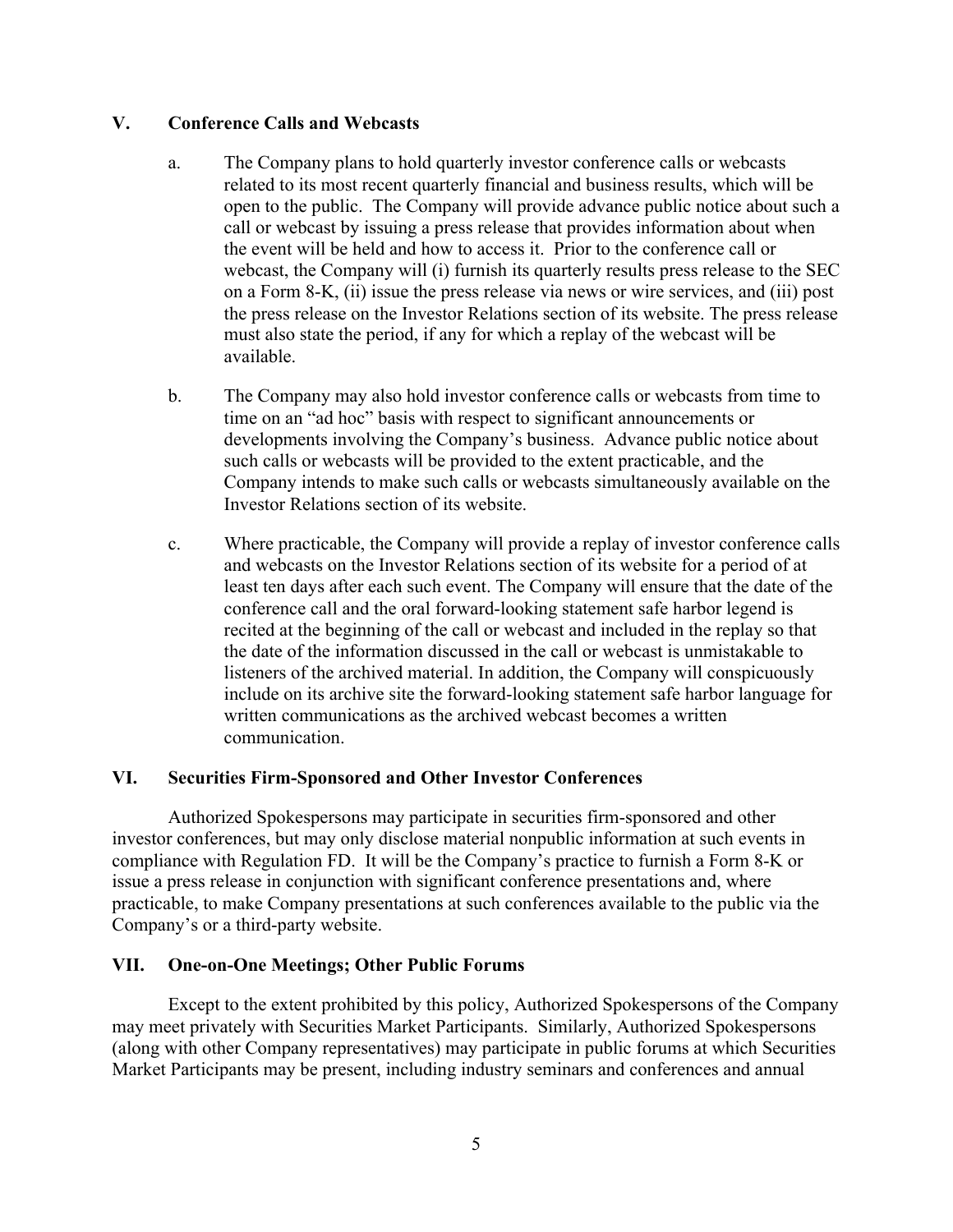## V. Conference Calls and Webcasts

a. The Company plans to hold quarterly investor conference calls or webcasts related to its most recent quarterly financial and business results, which will be open to the public. The Company will provide advance public notice about such a call or webcast by issuing a press release that provides information about when the event will be held and how to access it. Prior to the conference call or webcast, the Company will (i) furnish its quarterly results press release to the SEC on a Form 8-K, (ii) issue the press release via news or wire services, and (iii) post the press release on the Investor Relations section of its website. The press release must also state the period, if any for which a replay of the webcast will be available.

b. The Company may also hold investor conference calls or webcasts from time to time on an "ad hoc" basis with respect to significant announcements or developments involving the Company's business. Advance public notice about such calls or webcasts will be provided to the extent practicable, and the Company intends to make such calls or webcasts simultaneously available on the Investor Relations section of its website.

c. Where practicable, the Company will provide a replay of investor conference calls and webcasts on the Investor Relations section of its website for a period of at least ten days after each such event. The Company will ensure that the date of the conference call and the oral forward-looking statement safe harbor legend is recited at the beginning of the call or webcast and included in the replay so that the date of the information discussed in the call or webcast is unmistakable to listeners of the archived material. In addition, the Company will conspicuously include on its archive site the forward-looking statement safe harbor language for written communications as the archived webcast becomes a written communication.

## VI. Securities Firm-Sponsored and Other Investor Conferences

Authorized Spokespersons may participate in securities firm-sponsored and other investor conferences, but may only disclose material nonpublic information at such events in compliance with Regulation FD. It will be the Company's practice to furnish a Form 8-K or issue a press release in conjunction with significant conference presentations and, where practicable, to make Company presentations at such conferences available to the public via the Company's or a third-party website.

## VII. One-on-One Meetings; Other Public Forums

Except to the extent prohibited by this policy, Authorized Spokespersons of the Company may meet privately with Securities Market Participants. Similarly, Authorized Spokespersons (along with other Company representatives) may participate in public forums at which Securities Market Participants may be present, including industry seminars and conferences and annual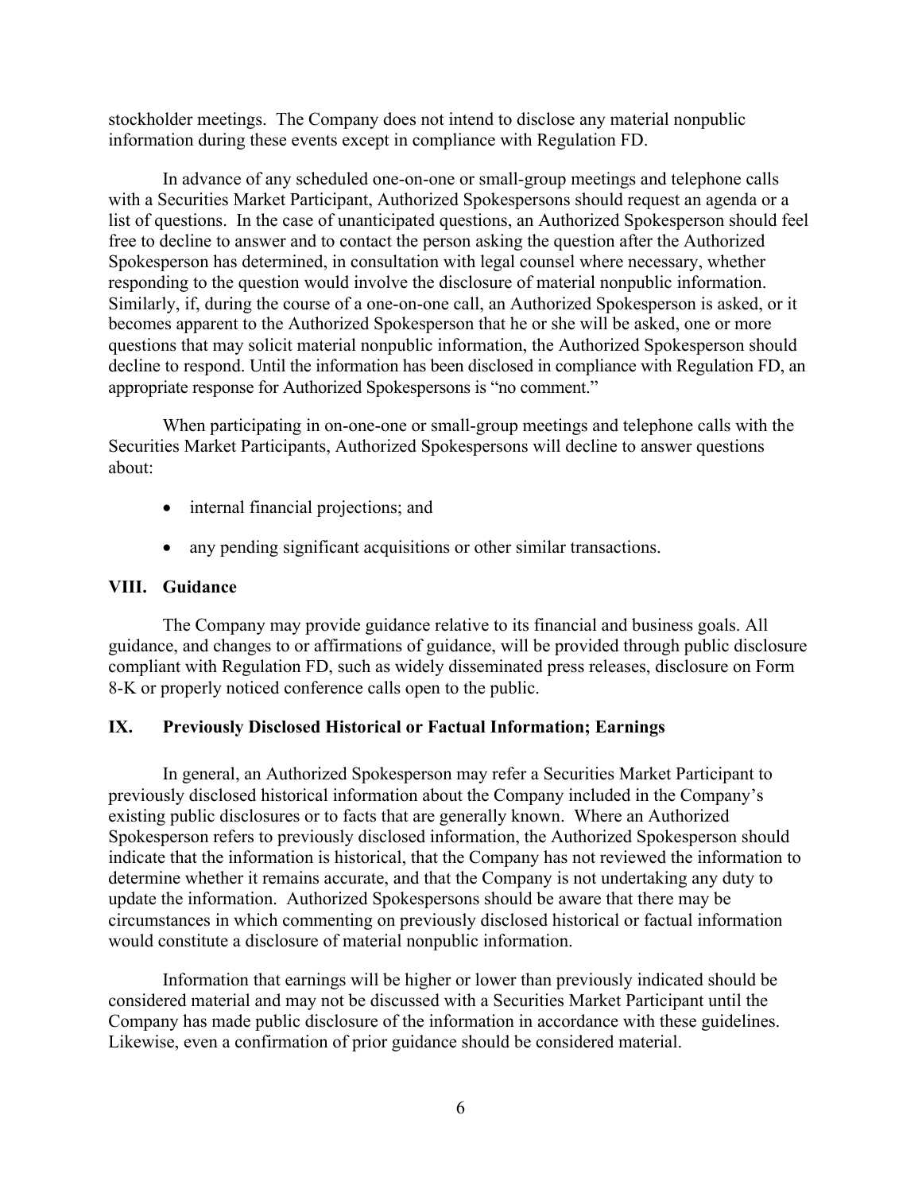stockholder meetings. The Company does not intend to disclose any material nonpublic information during these events except in compliance with Regulation FD.

In advance of any scheduled one-on-one or small-group meetings and telephone calls with a Securities Market Participant, Authorized Spokespersons should request an agenda or a list of questions. In the case of unanticipated questions, an Authorized Spokesperson should feel free to decline to answer and to contact the person asking the question after the Authorized Spokesperson has determined, in consultation with legal counsel where necessary, whether responding to the question would involve the disclosure of material nonpublic information. Similarly, if, during the course of a one-on-one call, an Authorized Spokesperson is asked, or it becomes apparent to the Authorized Spokesperson that he or she will be asked, one or more questions that may solicit material nonpublic information, the Authorized Spokesperson should decline to respond. Until the information has been disclosed in compliance with Regulation FD, an appropriate response for Authorized Spokespersons is "no comment."

When participating in on-one-one or small-group meetings and telephone calls with the Securities Market Participants, Authorized Spokespersons will decline to answer questions about:

- internal financial projections; and
- any pending significant acquisitions or other similar transactions.

## VIII. Guidance

The Company may provide guidance relative to its financial and business goals. All guidance, and changes to or affirmations of guidance, will be provided through public disclosure compliant with Regulation FD, such as widely disseminated press releases, disclosure on Form 8-K or properly noticed conference calls open to the public.

## IX. Previously Disclosed Historical or Factual Information; Earnings

In general, an Authorized Spokesperson may refer a Securities Market Participant to previously disclosed historical information about the Company included in the Company's existing public disclosures or to facts that are generally known. Where an Authorized Spokesperson refers to previously disclosed information, the Authorized Spokesperson should indicate that the information is historical, that the Company has not reviewed the information to determine whether it remains accurate, and that the Company is not undertaking any duty to update the information. Authorized Spokespersons should be aware that there may be circumstances in which commenting on previously disclosed historical or factual information would constitute a disclosure of material nonpublic information.

Information that earnings will be higher or lower than previously indicated should be considered material and may not be discussed with a Securities Market Participant until the Company has made public disclosure of the information in accordance with these guidelines. Likewise, even a confirmation of prior guidance should be considered material.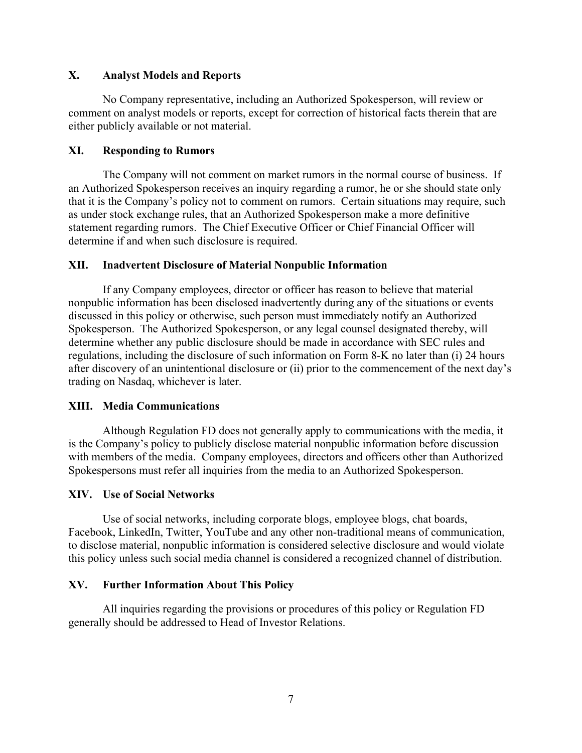## X. Analyst Models and Reports

No Company representative, including an Authorized Spokesperson, will review or comment on analyst models or reports, except for correction of historical facts therein that are either publicly available or not material.

## XI. Responding to Rumors

The Company will not comment on market rumors in the normal course of business. If an Authorized Spokesperson receives an inquiry regarding a rumor, he or she should state only that it is the Company's policy not to comment on rumors. Certain situations may require, such as under stock exchange rules, that an Authorized Spokesperson make a more definitive statement regarding rumors. The Chief Executive Officer or Chief Financial Officer will determine if and when such disclosure is required.

## XII. Inadvertent Disclosure of Material Nonpublic Information

If any Company employees, director or officer has reason to believe that material nonpublic information has been disclosed inadvertently during any of the situations or events discussed in this policy or otherwise, such person must immediately notify an Authorized Spokesperson. The Authorized Spokesperson, or any legal counsel designated thereby, will determine whether any public disclosure should be made in accordance with SEC rules and regulations, including the disclosure of such information on Form 8-K no later than (i) 24 hours after discovery of an unintentional disclosure or (ii) prior to the commencement of the next day's trading on Nasdaq, whichever is later.

## XIII. Media Communications

Although Regulation FD does not generally apply to communications with the media, it is the Company's policy to publicly disclose material nonpublic information before discussion with members of the media. Company employees, directors and officers other than Authorized Spokespersons must refer all inquiries from the media to an Authorized Spokesperson.

## XIV. Use of Social Networks

Use of social networks, including corporate blogs, employee blogs, chat boards, Facebook, LinkedIn, Twitter, YouTube and any other non-traditional means of communication, to disclose material, nonpublic information is considered selective disclosure and would violate this policy unless such social media channel is considered a recognized channel of distribution.

## XV. Further Information About This Policy

All inquiries regarding the provisions or procedures of this policy or Regulation FD generally should be addressed to Head of Investor Relations.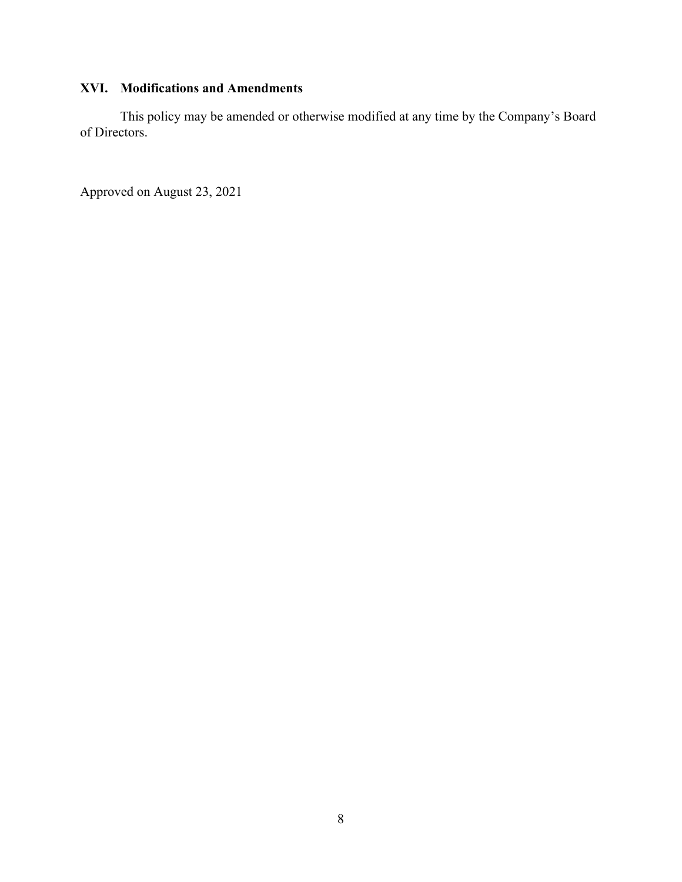## XVI. Modifications and Amendments

This policy may be amended or otherwise modified at any time by the Company's Board of Directors.

Approved on August 23, 2021